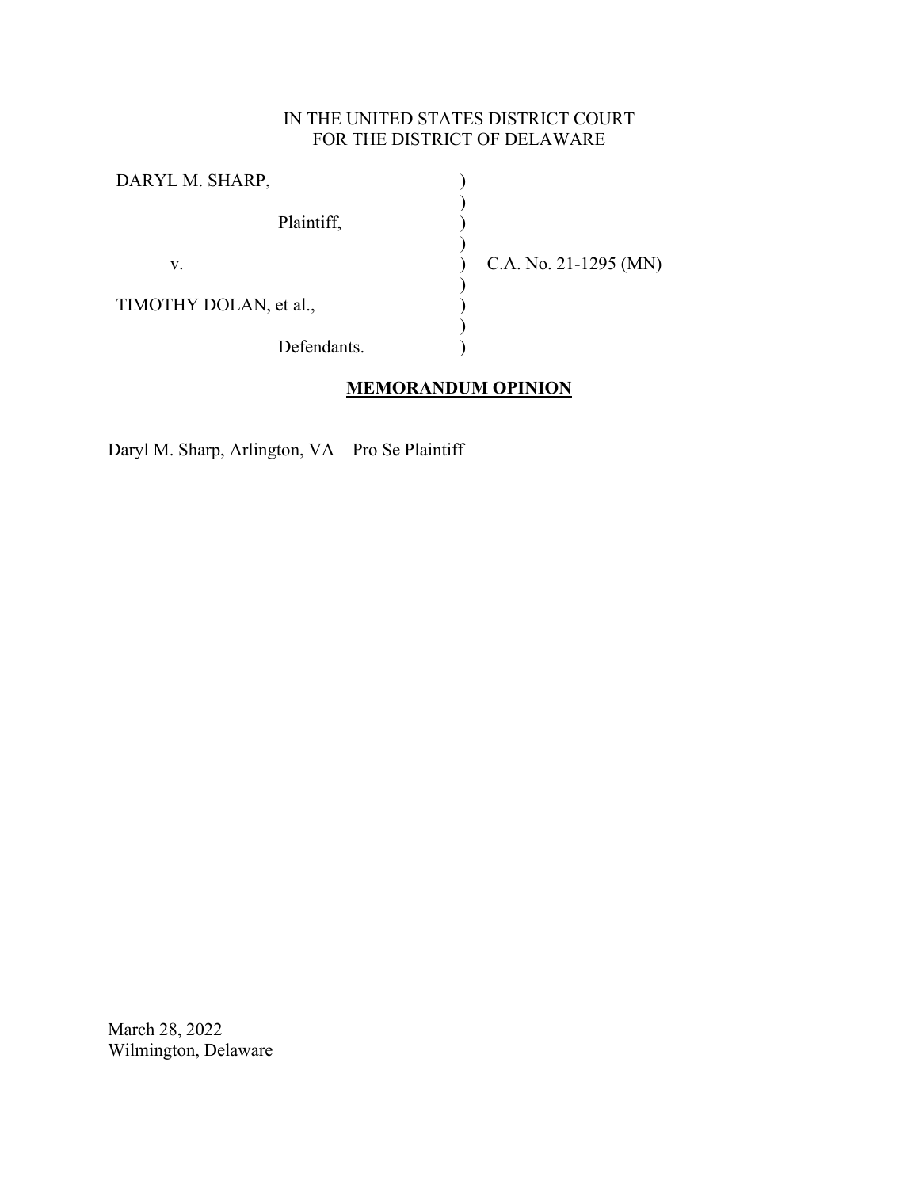IN THE UNITED STATES DISTRICT COURT
FOR THE DISTRICT OF DELAWARE

| | | |
|---|---|---|
| DARYL M. SHARP, | ) | |
| | ) | |
| Plaintiff, | ) | |
| | ) | |
| v. | ) | C.A. No. 21-1295 (MN) |
| | ) | |
| TIMOTHY DOLAN, et al., | ) | |
| | ) | |
| Defendants. | ) | |

**MEMORANDUM OPINION**

Daryl M. Sharp, Arlington, VA – Pro Se Plaintiff

March 28, 2022
Wilmington, Delaware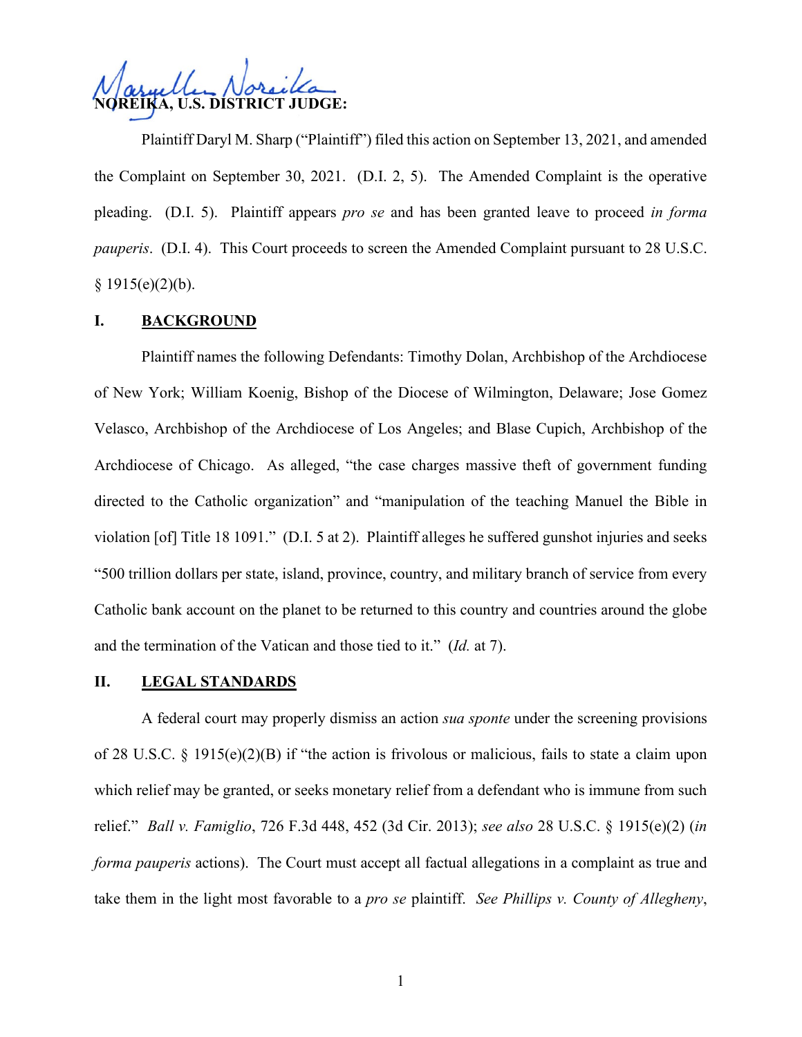**NOREIKA, U.S. DISTRICT JUDGE:**

Plaintiff Daryl M. Sharp ("Plaintiff") filed this action on September 13, 2021, and amended the Complaint on September 30, 2021. (D.I. 2, 5). The Amended Complaint is the operative pleading. (D.I. 5). Plaintiff appears *pro se* and has been granted leave to proceed *in forma pauperis*. (D.I. 4). This Court proceeds to screen the Amended Complaint pursuant to 28 U.S.C. § 1915(e)(2)(b).

## I. BACKGROUND

Plaintiff names the following Defendants: Timothy Dolan, Archbishop of the Archdiocese of New York; William Koenig, Bishop of the Diocese of Wilmington, Delaware; Jose Gomez Velasco, Archbishop of the Archdiocese of Los Angeles; and Blase Cupich, Archbishop of the Archdiocese of Chicago. As alleged, "the case charges massive theft of government funding directed to the Catholic organization" and "manipulation of the teaching Manuel the Bible in violation [of] Title 18 1091." (D.I. 5 at 2). Plaintiff alleges he suffered gunshot injuries and seeks "500 trillion dollars per state, island, province, country, and military branch of service from every Catholic bank account on the planet to be returned to this country and countries around the globe and the termination of the Vatican and those tied to it." (*Id.* at 7).

## II. LEGAL STANDARDS

A federal court may properly dismiss an action *sua sponte* under the screening provisions of 28 U.S.C. § 1915(e)(2)(B) if "the action is frivolous or malicious, fails to state a claim upon which relief may be granted, or seeks monetary relief from a defendant who is immune from such relief." *Ball v. Famiglio*, 726 F.3d 448, 452 (3d Cir. 2013); *see also* 28 U.S.C. § 1915(e)(2) (*in forma pauperis* actions). The Court must accept all factual allegations in a complaint as true and take them in the light most favorable to a *pro se* plaintiff. *See Phillips v. County of Allegheny*,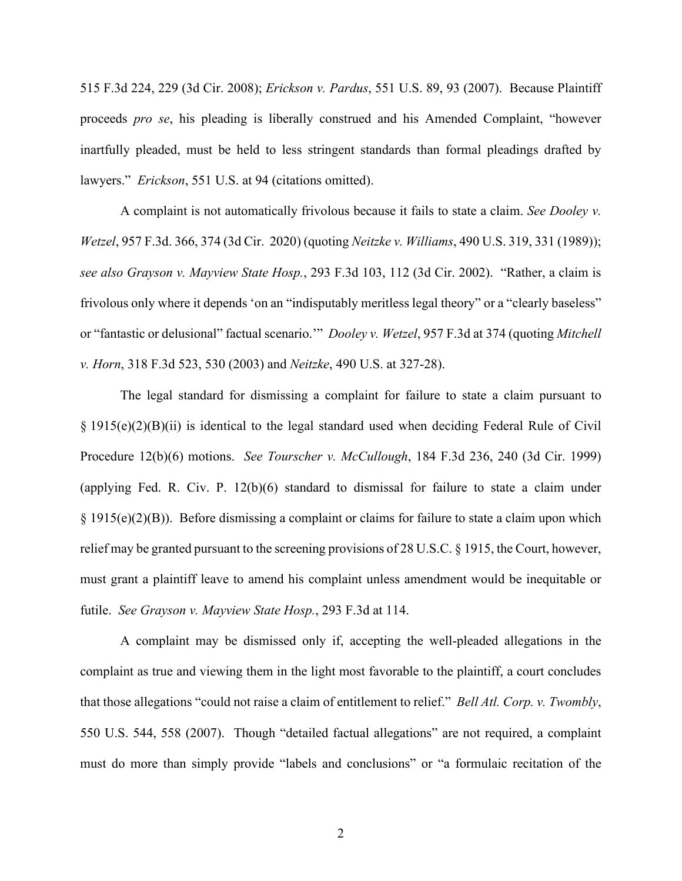515 F.3d 224, 229 (3d Cir. 2008); *Erickson v. Pardus*, 551 U.S. 89, 93 (2007). Because Plaintiff proceeds *pro se*, his pleading is liberally construed and his Amended Complaint, "however inartfully pleaded, must be held to less stringent standards than formal pleadings drafted by lawyers." *Erickson*, 551 U.S. at 94 (citations omitted).

A complaint is not automatically frivolous because it fails to state a claim. *See Dooley v. Wetzel*, 957 F.3d. 366, 374 (3d Cir. 2020) (quoting *Neitzke v. Williams*, 490 U.S. 319, 331 (1989)); *see also Grayson v. Mayview State Hosp.*, 293 F.3d 103, 112 (3d Cir. 2002). "Rather, a claim is frivolous only where it depends 'on an "indisputably meritless legal theory" or a "clearly baseless" or "fantastic or delusional" factual scenario.'" *Dooley v. Wetzel*, 957 F.3d at 374 (quoting *Mitchell v. Horn*, 318 F.3d 523, 530 (2003) and *Neitzke*, 490 U.S. at 327-28).

The legal standard for dismissing a complaint for failure to state a claim pursuant to § 1915(e)(2)(B)(ii) is identical to the legal standard used when deciding Federal Rule of Civil Procedure 12(b)(6) motions. *See Tourscher v. McCullough*, 184 F.3d 236, 240 (3d Cir. 1999) (applying Fed. R. Civ. P. 12(b)(6) standard to dismissal for failure to state a claim under § 1915(e)(2)(B)). Before dismissing a complaint or claims for failure to state a claim upon which relief may be granted pursuant to the screening provisions of 28 U.S.C. § 1915, the Court, however, must grant a plaintiff leave to amend his complaint unless amendment would be inequitable or futile. *See Grayson v. Mayview State Hosp.*, 293 F.3d at 114.

A complaint may be dismissed only if, accepting the well-pleaded allegations in the complaint as true and viewing them in the light most favorable to the plaintiff, a court concludes that those allegations "could not raise a claim of entitlement to relief." *Bell Atl. Corp. v. Twombly*, 550 U.S. 544, 558 (2007). Though "detailed factual allegations" are not required, a complaint must do more than simply provide "labels and conclusions" or "a formulaic recitation of the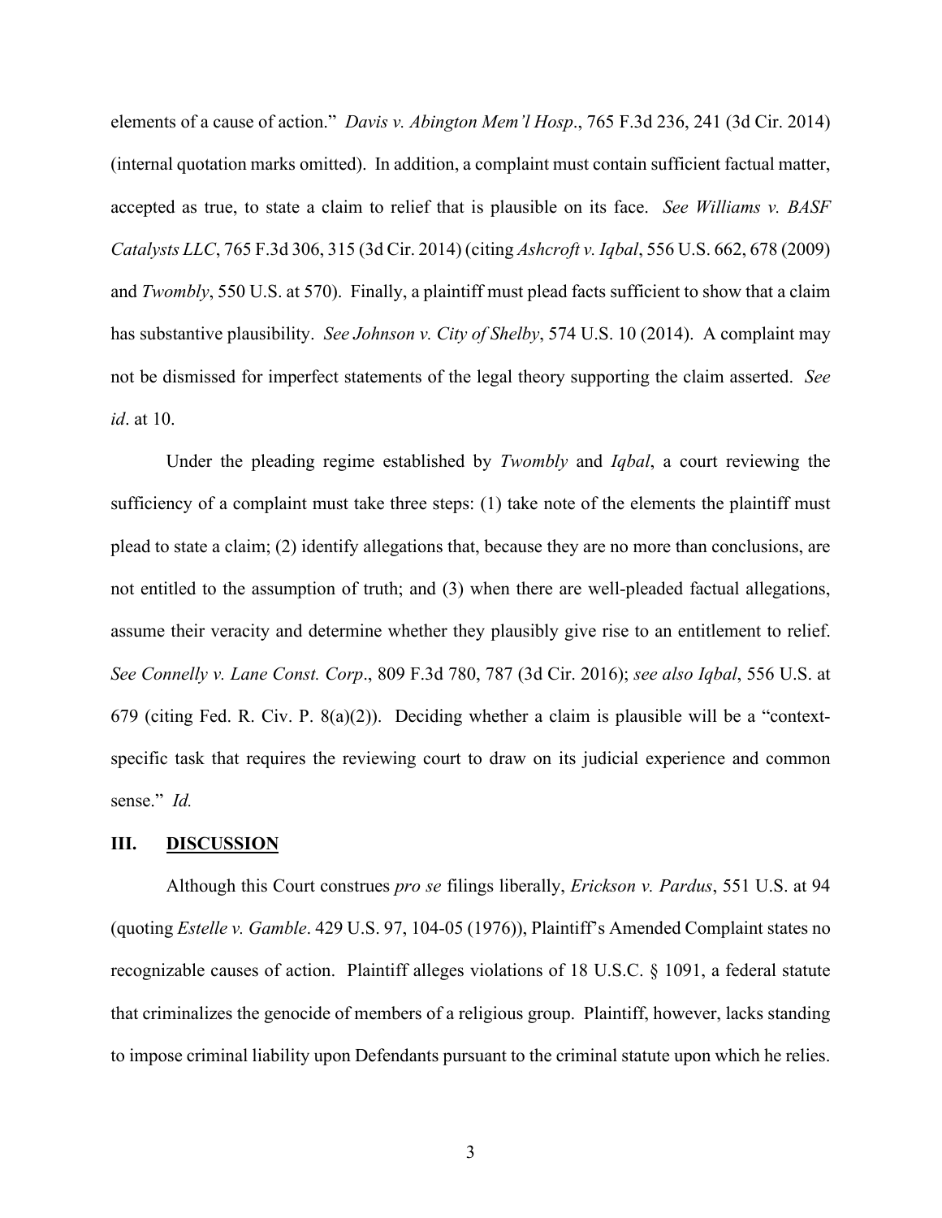elements of a cause of action." *Davis v. Abington Mem'l Hosp*., 765 F.3d 236, 241 (3d Cir. 2014) (internal quotation marks omitted). In addition, a complaint must contain sufficient factual matter, accepted as true, to state a claim to relief that is plausible on its face. *See Williams v. BASF Catalysts LLC*, 765 F.3d 306, 315 (3d Cir. 2014) (citing *Ashcroft v. Iqbal*, 556 U.S. 662, 678 (2009) and *Twombly*, 550 U.S. at 570). Finally, a plaintiff must plead facts sufficient to show that a claim has substantive plausibility. *See Johnson v. City of Shelby*, 574 U.S. 10 (2014). A complaint may not be dismissed for imperfect statements of the legal theory supporting the claim asserted. *See id*. at 10.

Under the pleading regime established by *Twombly* and *Iqbal*, a court reviewing the sufficiency of a complaint must take three steps: (1) take note of the elements the plaintiff must plead to state a claim; (2) identify allegations that, because they are no more than conclusions, are not entitled to the assumption of truth; and (3) when there are well-pleaded factual allegations, assume their veracity and determine whether they plausibly give rise to an entitlement to relief. *See Connelly v. Lane Const. Corp*., 809 F.3d 780, 787 (3d Cir. 2016); *see also Iqbal*, 556 U.S. at 679 (citing Fed. R. Civ. P. 8(a)(2)). Deciding whether a claim is plausible will be a "context-specific task that requires the reviewing court to draw on its judicial experience and common sense." *Id.*

## III. DISCUSSION

Although this Court construes *pro se* filings liberally, *Erickson v. Pardus*, 551 U.S. at 94 (quoting *Estelle v. Gamble*. 429 U.S. 97, 104-05 (1976)), Plaintiff's Amended Complaint states no recognizable causes of action. Plaintiff alleges violations of 18 U.S.C. § 1091, a federal statute that criminalizes the genocide of members of a religious group. Plaintiff, however, lacks standing to impose criminal liability upon Defendants pursuant to the criminal statute upon which he relies.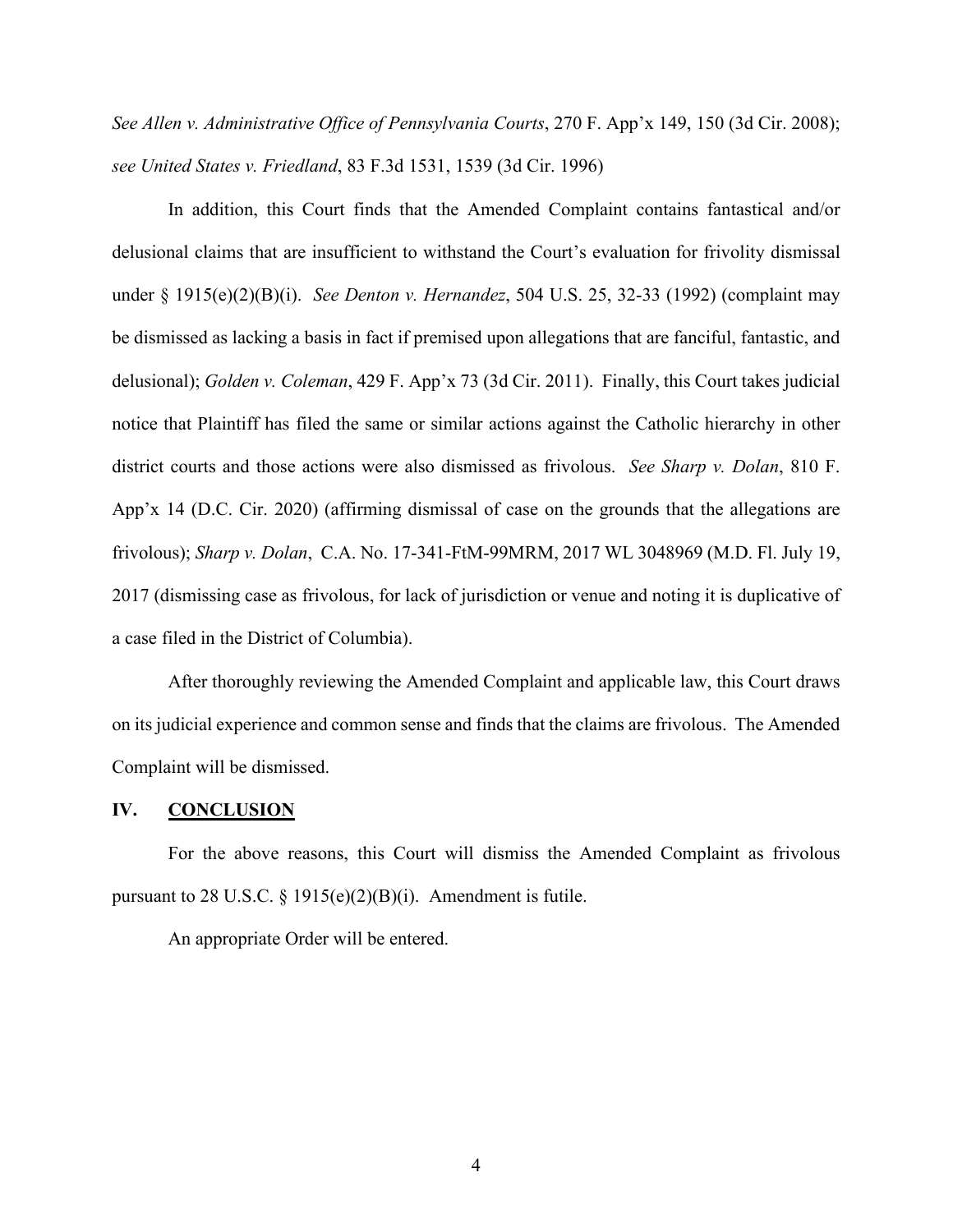*See Allen v. Administrative Office of Pennsylvania Courts*, 270 F. App'x 149, 150 (3d Cir. 2008); *see United States v. Friedland*, 83 F.3d 1531, 1539 (3d Cir. 1996)

In addition, this Court finds that the Amended Complaint contains fantastical and/or delusional claims that are insufficient to withstand the Court's evaluation for frivolity dismissal under § 1915(e)(2)(B)(i). *See Denton v. Hernandez*, 504 U.S. 25, 32-33 (1992) (complaint may be dismissed as lacking a basis in fact if premised upon allegations that are fanciful, fantastic, and delusional); *Golden v. Coleman*, 429 F. App'x 73 (3d Cir. 2011). Finally, this Court takes judicial notice that Plaintiff has filed the same or similar actions against the Catholic hierarchy in other district courts and those actions were also dismissed as frivolous. *See Sharp v. Dolan*, 810 F. App'x 14 (D.C. Cir. 2020) (affirming dismissal of case on the grounds that the allegations are frivolous); *Sharp v. Dolan*, C.A. No. 17-341-FtM-99MRM, 2017 WL 3048969 (M.D. Fl. July 19, 2017 (dismissing case as frivolous, for lack of jurisdiction or venue and noting it is duplicative of a case filed in the District of Columbia).

After thoroughly reviewing the Amended Complaint and applicable law, this Court draws on its judicial experience and common sense and finds that the claims are frivolous. The Amended Complaint will be dismissed.

## IV. CONCLUSION

For the above reasons, this Court will dismiss the Amended Complaint as frivolous pursuant to 28 U.S.C. § 1915(e)(2)(B)(i). Amendment is futile.

An appropriate Order will be entered.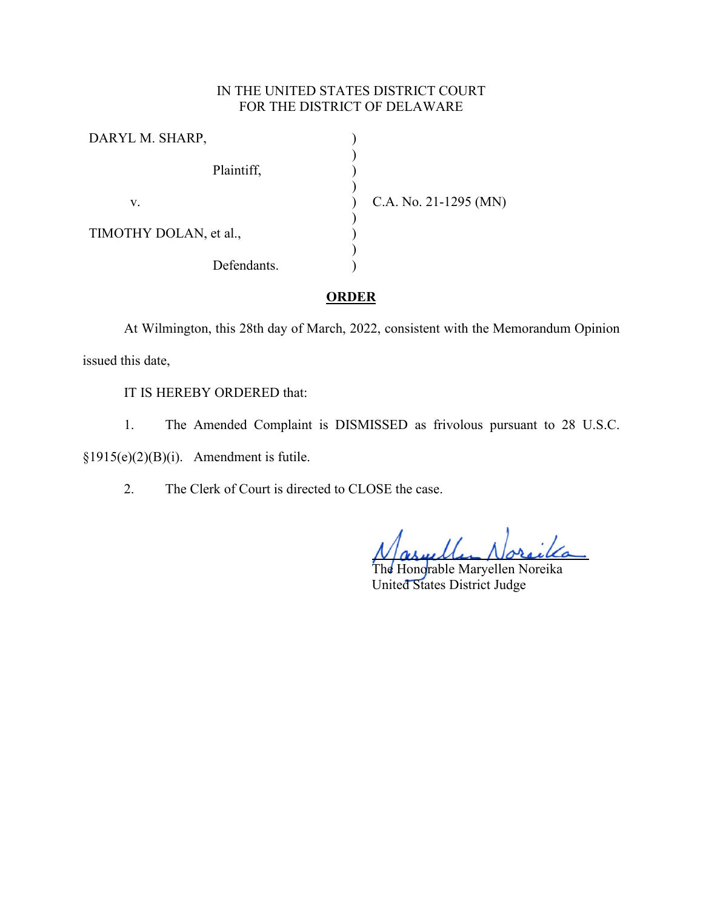IN THE UNITED STATES DISTRICT COURT
FOR THE DISTRICT OF DELAWARE

| | | |
|---|---|---|
| DARYL M. SHARP, | ) | |
| | ) | |
| Plaintiff, | ) | |
| | ) | |
| v. | ) | C.A. No. 21-1295 (MN) |
| | ) | |
| TIMOTHY DOLAN, et al., | ) | |
| | ) | |
| Defendants. | ) | |

**ORDER**

At Wilmington, this 28th day of March, 2022, consistent with the Memorandum Opinion issued this date,

IT IS HEREBY ORDERED that:

1. The Amended Complaint is DISMISSED as frivolous pursuant to 28 U.S.C. §1915(e)(2)(B)(i). Amendment is futile.

2. The Clerk of Court is directed to CLOSE the case.

The Honorable Maryellen Noreika
United States District Judge